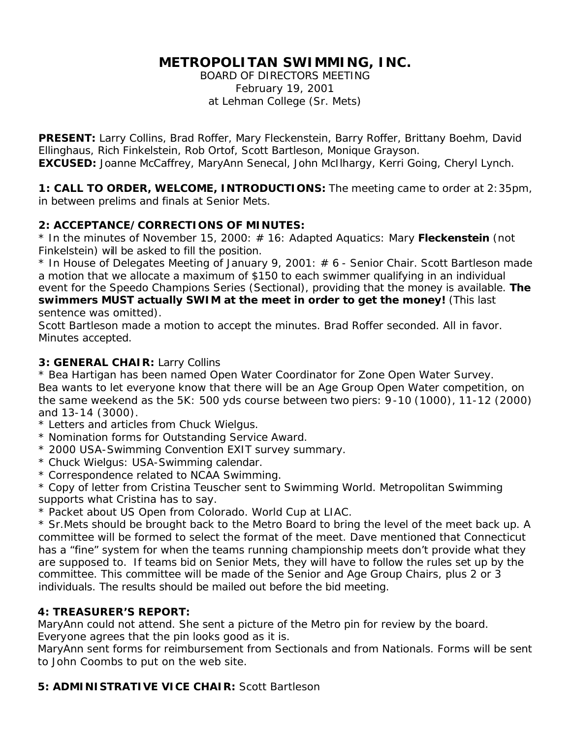# METROPOLITAN SWIMMING, INC.

BOARD OF DIRECTORS MEETING
February 19, 2001
at Lehman College (Sr. Mets)

**PRESENT:** Larry Collins, Brad Roffer, Mary Fleckenstein, Barry Roffer, Brittany Boehm, David Ellinghaus, Rich Finkelstein, Rob Ortof, Scott Bartleson, Monique Grayson.
**EXCUSED:** Joanne McCaffrey, MaryAnn Senecal, John McIlhargy, Kerri Going, Cheryl Lynch.

**1: CALL TO ORDER, WELCOME, INTRODUCTIONS:** The meeting came to order at 2:35pm, in between prelims and finals at Senior Mets.

**2: ACCEPTANCE/CORRECTIONS OF MINUTES:**

* In the minutes of November 15, 2000: # 16: Adapted Aquatics: Mary **Fleckenstein** (not Finkelstein) will be asked to fill the position.
* In House of Delegates Meeting of January 9, 2001: # 6 - Senior Chair. Scott Bartleson made a motion that we allocate a maximum of $150 to each swimmer qualifying in an individual event for the Speedo Champions Series (Sectional), providing that the money is available. **The swimmers MUST actually SWIM at the meet in order to get the money!** (This last sentence was omitted).

Scott Bartleson made a motion to accept the minutes. Brad Roffer seconded. All in favor. Minutes accepted.

**3: GENERAL CHAIR:** Larry Collins

* Bea Hartigan has been named Open Water Coordinator for Zone Open Water Survey.
Bea wants to let everyone know that there will be an Age Group Open Water competition, on the same weekend as the 5K: 500 yds course between two piers: 9-10 (1000), 11-12 (2000) and 13-14 (3000).
* Letters and articles from Chuck Wielgus.
* Nomination forms for Outstanding Service Award.
* 2000 USA-Swimming Convention EXIT survey summary.
* Chuck Wielgus: USA-Swimming calendar.
* Correspondence related to NCAA Swimming.
* Copy of letter from Cristina Teuscher sent to Swimming World. Metropolitan Swimming supports what Cristina has to say.
* Packet about US Open from Colorado. World Cup at LIAC.
* Sr.Mets should be brought back to the Metro Board to bring the level of the meet back up. A committee will be formed to select the format of the meet. Dave mentioned that Connecticut has a "fine" system for when the teams running championship meets don't provide what they are supposed to. If teams bid on Senior Mets, they will have to follow the rules set up by the committee. This committee will be made of the Senior and Age Group Chairs, plus 2 or 3 individuals. The results should be mailed out before the bid meeting.

**4: TREASURER'S REPORT:**
MaryAnn could not attend. She sent a picture of the Metro pin for review by the board. Everyone agrees that the pin looks good as it is.
MaryAnn sent forms for reimbursement from Sectionals and from Nationals. Forms will be sent to John Coombs to put on the web site.

**5: ADMINISTRATIVE VICE CHAIR:** Scott Bartleson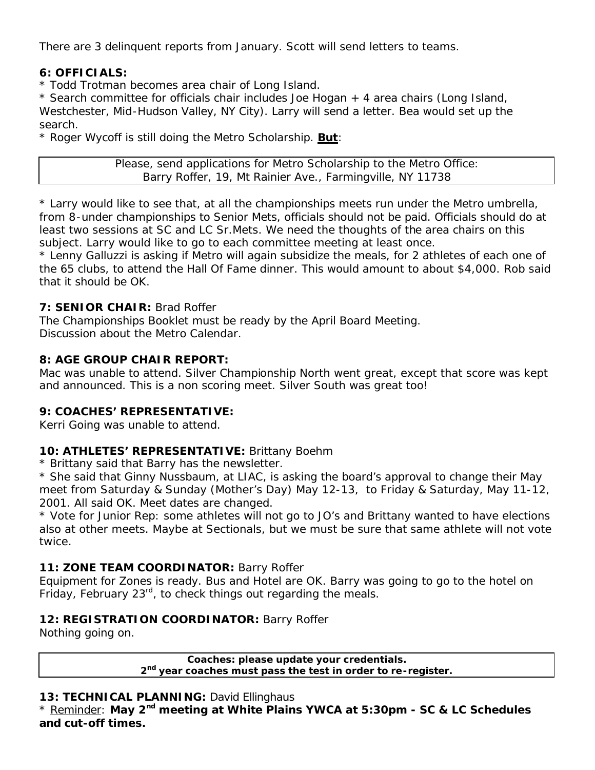There are 3 delinquent reports from January. Scott will send letters to teams.

**6: OFFICIALS:**

* Todd Trotman becomes area chair of Long Island.
* Search committee for officials chair includes Joe Hogan + 4 area chairs (Long Island, Westchester, Mid-Hudson Valley, NY City). Larry will send a letter. Bea would set up the search.
* Roger Wycoff is still doing the Metro Scholarship. **But**:

| Please, send applications for Metro Scholarship to the Metro Office: Barry Roffer, 19, Mt Rainier Ave., Farmingville, NY 11738 |
|---|

* Larry would like to see that, at all the championships meets run under the Metro umbrella, from 8-under championships to Senior Mets, officials should not be paid. Officials should do at least two sessions at SC and LC Sr.Mets. We need the thoughts of the area chairs on this subject. Larry would like to go to each committee meeting at least once.
* Lenny Galluzzi is asking if Metro will again subsidize the meals, for 2 athletes of each one of the 65 clubs, to attend the Hall Of Fame dinner. This would amount to about $4,000. Rob said that it should be OK.

**7: SENIOR CHAIR:** Brad Roffer

The Championships Booklet must be ready by the April Board Meeting.
Discussion about the Metro Calendar.

**8: AGE GROUP CHAIR REPORT:**

Mac was unable to attend. Silver Championship North went great, except that score was kept and announced. This is a non scoring meet. Silver South was great too!

**9: COACHES' REPRESENTATIVE:**

Kerri Going was unable to attend.

**10: ATHLETES' REPRESENTATIVE:** Brittany Boehm

* Brittany said that Barry has the newsletter.
* She said that Ginny Nussbaum, at LIAC, is asking the board's approval to change their May meet from Saturday & Sunday (Mother's Day) May 12-13, to Friday & Saturday, May 11-12, 2001. All said OK. Meet dates are changed.
* Vote for Junior Rep: some athletes will not go to JO's and Brittany wanted to have elections also at other meets. Maybe at Sectionals, but we must be sure that same athlete will not vote twice.

**11: ZONE TEAM COORDINATOR:** Barry Roffer

Equipment for Zones is ready. Bus and Hotel are OK. Barry was going to go to the hotel on Friday, February 23rd, to check things out regarding the meals.

**12: REGISTRATION COORDINATOR:** Barry Roffer

Nothing going on.

| **Coaches: please update your credentials. 2nd year coaches must pass the test in order to re-register.** |
|---|

**13: TECHNICAL PLANNING:** David Ellinghaus

* Reminder: **May 2nd meeting at White Plains YWCA at 5:30pm - SC & LC Schedules and cut-off times.**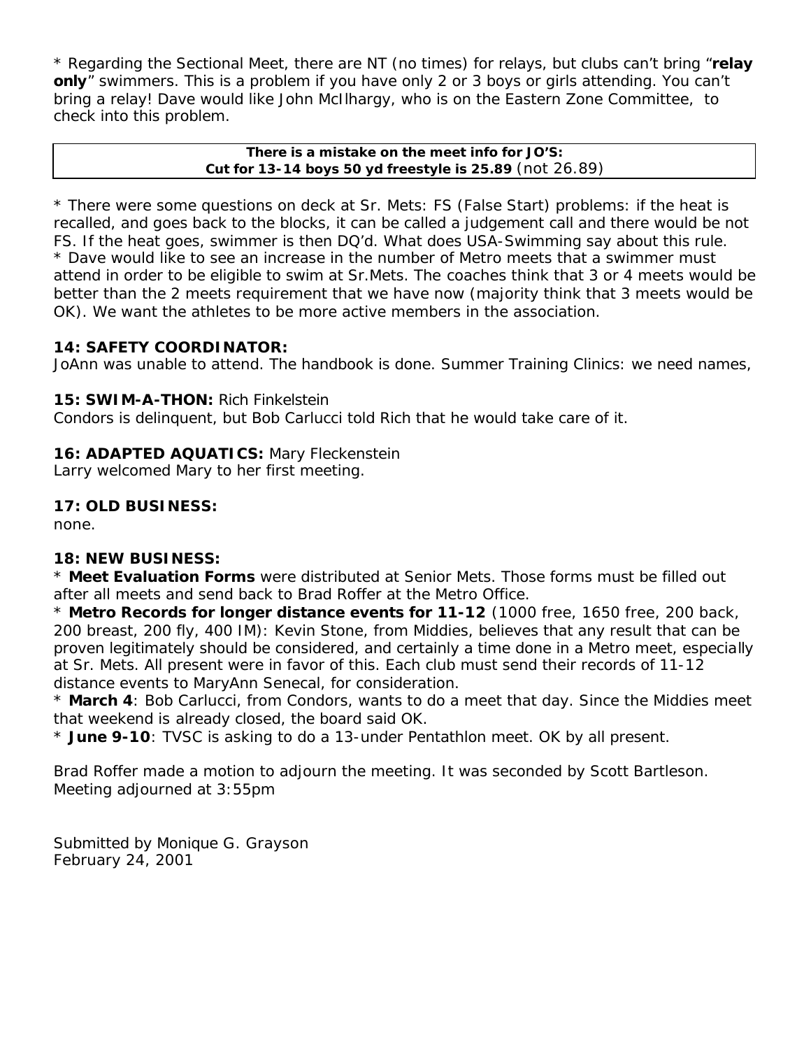* Regarding the Sectional Meet, there are NT (no times) for relays, but clubs can't bring "**relay only**" swimmers. This is a problem if you have only 2 or 3 boys or girls attending. You can't bring a relay! Dave would like John McIlhargy, who is on the Eastern Zone Committee, to check into this problem.

| **There is a mistake on the meet info for JO'S:** <br> **Cut for 13-14 boys 50 yd freestyle is 25.89** (not 26.89) |
|---|

* There were some questions on deck at Sr. Mets: FS (False Start) problems: if the heat is recalled, and goes back to the blocks, it can be called a judgement call and there would be not FS. If the heat goes, swimmer is then DQ'd. What does USA-Swimming say about this rule.
* Dave would like to see an increase in the number of Metro meets that a swimmer must attend in order to be eligible to swim at Sr.Mets. The coaches think that 3 or 4 meets would be better than the 2 meets requirement that we have now (majority think that 3 meets would be OK). We want the athletes to be more active members in the association.

**14: SAFETY COORDINATOR:**
JoAnn was unable to attend. The handbook is done. Summer Training Clinics: we need names,

**15: SWIM-A-THON:** Rich Finkelstein
Condors is delinquent, but Bob Carlucci told Rich that he would take care of it.

**16: ADAPTED AQUATICS:** Mary Fleckenstein
Larry welcomed Mary to her first meeting.

**17: OLD BUSINESS:**
none.

**18: NEW BUSINESS:**
* **Meet Evaluation Forms** were distributed at Senior Mets. Those forms must be filled out after all meets and send back to Brad Roffer at the Metro Office.
* **Metro Records for longer distance events for 11-12** (1000 free, 1650 free, 200 back, 200 breast, 200 fly, 400 IM): Kevin Stone, from Middies, believes that any result that can be proven legitimately should be considered, and certainly a time done in a Metro meet, especially at Sr. Mets. All present were in favor of this. Each club must send their records of 11-12 distance events to MaryAnn Senecal, for consideration.
* **March 4**: Bob Carlucci, from Condors, wants to do a meet that day. Since the Middies meet that weekend is already closed, the board said OK.
* **June 9-10**: TVSC is asking to do a 13-under Pentathlon meet. OK by all present.

Brad Roffer made a motion to adjourn the meeting. It was seconded by Scott Bartleson.
Meeting adjourned at 3:55pm

Submitted by Monique G. Grayson
February 24, 2001